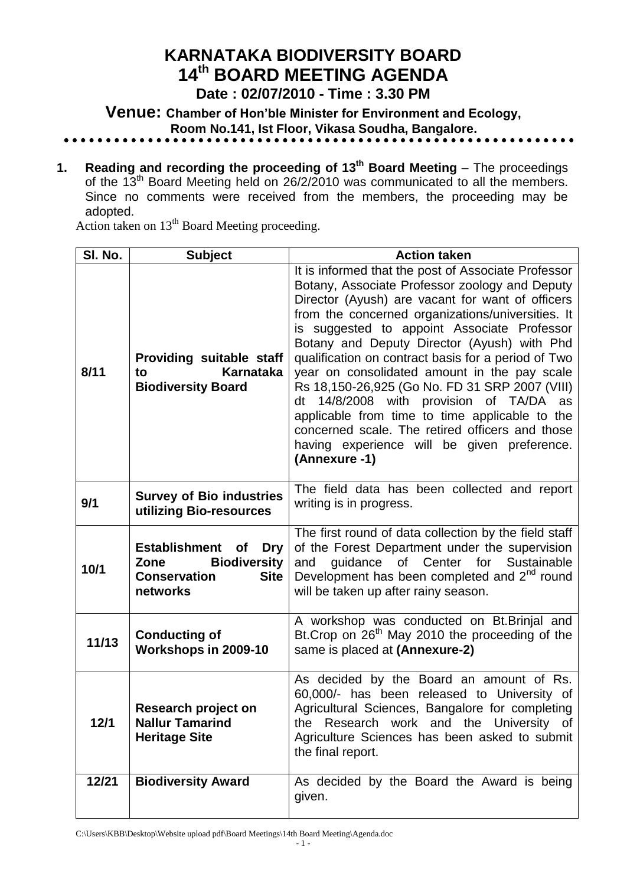# KARNATAKA BIODIVERSITY BOARD
# 14th BOARD MEETING AGENDA

### Date : 02/07/2010 - Time : 3.30 PM

### Venue: Chamber of Hon'ble Minister for Environment and Ecology, Room No.141, Ist Floor, Vikasa Soudha, Bangalore.

1. **Reading and recording the proceeding of 13th Board Meeting** – The proceedings of the 13th Board Meeting held on 26/2/2010 was communicated to all the members. Since no comments were received from the members, the proceeding may be adopted.

Action taken on 13th Board Meeting proceeding.

| Sl. No. | Subject | Action taken |
|---|---|---|
| 8/11 | **Providing suitable staff to Karnataka Biodiversity Board** | It is informed that the post of Associate Professor Botany, Associate Professor zoology and Deputy Director (Ayush) are vacant for want of officers from the concerned organizations/universities. It is suggested to appoint Associate Professor Botany and Deputy Director (Ayush) with Phd qualification on contract basis for a period of Two year on consolidated amount in the pay scale Rs 18,150-26,925 (Go No. FD 31 SRP 2007 (VIII) dt 14/8/2008 with provision of TA/DA as applicable from time to time applicable to the concerned scale. The retired officers and those having experience will be given preference. **(Annexure -1)** |
| 9/1 | **Survey of Bio industries utilizing Bio-resources** | The field data has been collected and report writing is in progress. |
| 10/1 | **Establishment of Dry Zone Biodiversity Conservation Site networks** | The first round of data collection by the field staff of the Forest Department under the supervision and guidance of Center for Sustainable Development has been completed and 2nd round will be taken up after rainy season. |
| 11/13 | **Conducting of Workshops in 2009-10** | A workshop was conducted on Bt.Brinjal and Bt.Crop on 26th May 2010 the proceeding of the same is placed at **(Annexure-2)** |
| 12/1 | **Research project on Nallur Tamarind Heritage Site** | As decided by the Board an amount of Rs. 60,000/- has been released to University of Agricultural Sciences, Bangalore for completing the Research work and the University of Agriculture Sciences has been asked to submit the final report. |
| 12/21 | **Biodiversity Award** | As decided by the Board the Award is being given. |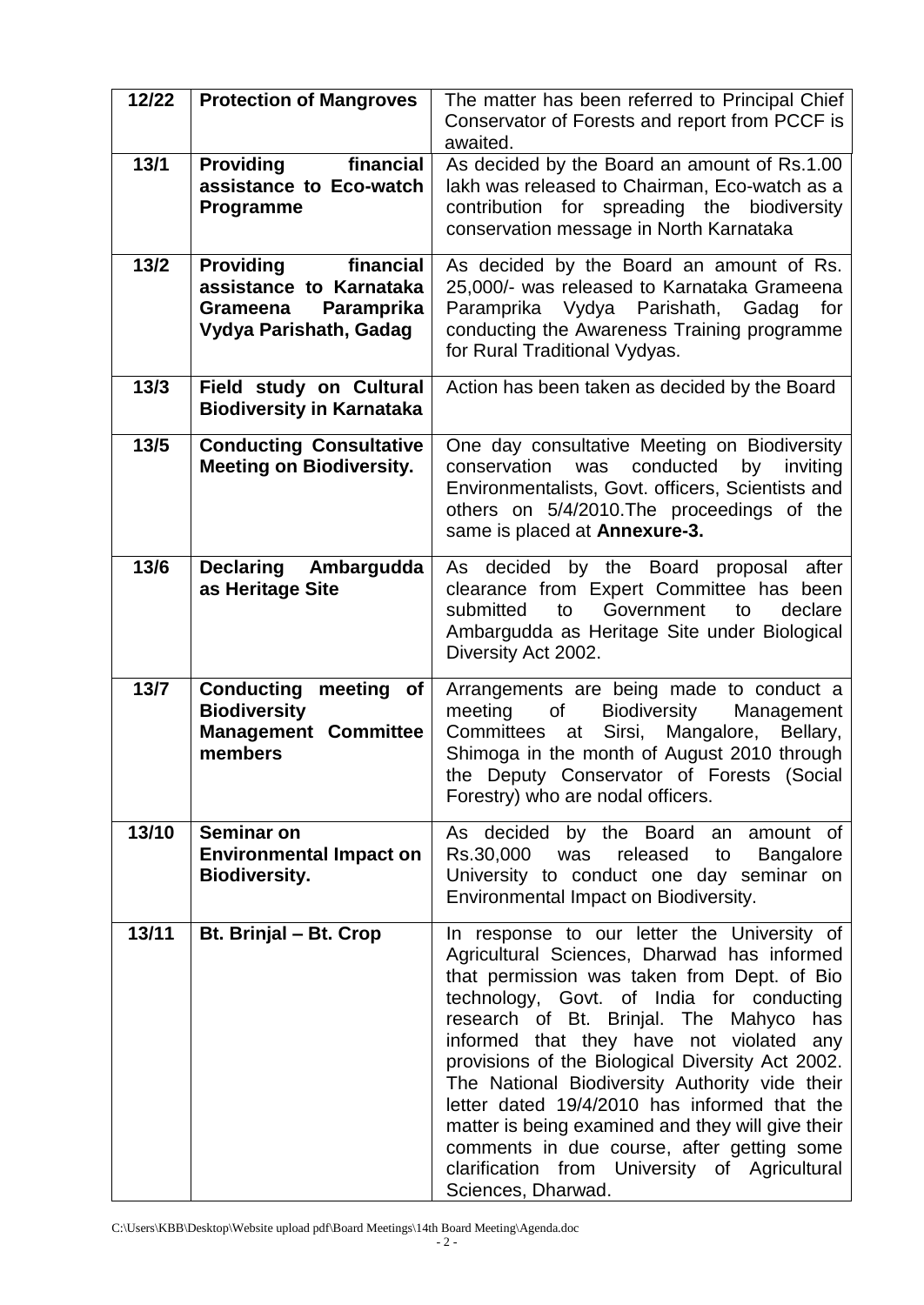| 12/22 | **Protection of Mangroves** | The matter has been referred to Principal Chief Conservator of Forests and report from PCCF is awaited. |
|---|---|---|
| 13/1 | **Providing financial assistance to Eco-watch Programme** | As decided by the Board an amount of Rs.1.00 lakh was released to Chairman, Eco-watch as a contribution for spreading the biodiversity conservation message in North Karnataka |
| 13/2 | **Providing financial assistance to Karnataka Grameena Paramprika Vydya Parishath, Gadag** | As decided by the Board an amount of Rs. 25,000/- was released to Karnataka Grameena Paramprika Vydya Parishath, Gadag for conducting the Awareness Training programme for Rural Traditional Vydyas. |
| 13/3 | **Field study on Cultural Biodiversity in Karnataka** | Action has been taken as decided by the Board |
| 13/5 | **Conducting Consultative Meeting on Biodiversity.** | One day consultative Meeting on Biodiversity conservation was conducted by inviting Environmentalists, Govt. officers, Scientists and others on 5/4/2010.The proceedings of the same is placed at **Annexure-3.** |
| 13/6 | **Declaring Ambargudda as Heritage Site** | As decided by the Board proposal after clearance from Expert Committee has been submitted to Government to declare Ambargudda as Heritage Site under Biological Diversity Act 2002. |
| 13/7 | **Conducting meeting of Biodiversity Management Committee members** | Arrangements are being made to conduct a meeting of Biodiversity Management Committees at Sirsi, Mangalore, Bellary, Shimoga in the month of August 2010 through the Deputy Conservator of Forests (Social Forestry) who are nodal officers. |
| 13/10 | **Seminar on Environmental Impact on Biodiversity.** | As decided by the Board an amount of Rs.30,000 was released to Bangalore University to conduct one day seminar on Environmental Impact on Biodiversity. |
| 13/11 | **Bt. Brinjal – Bt. Crop** | In response to our letter the University of Agricultural Sciences, Dharwad has informed that permission was taken from Dept. of Bio technology, Govt. of India for conducting research of Bt. Brinjal. The Mahyco has informed that they have not violated any provisions of the Biological Diversity Act 2002. The National Biodiversity Authority vide their letter dated 19/4/2010 has informed that the matter is being examined and they will give their comments in due course, after getting some clarification from University of Agricultural Sciences, Dharwad. |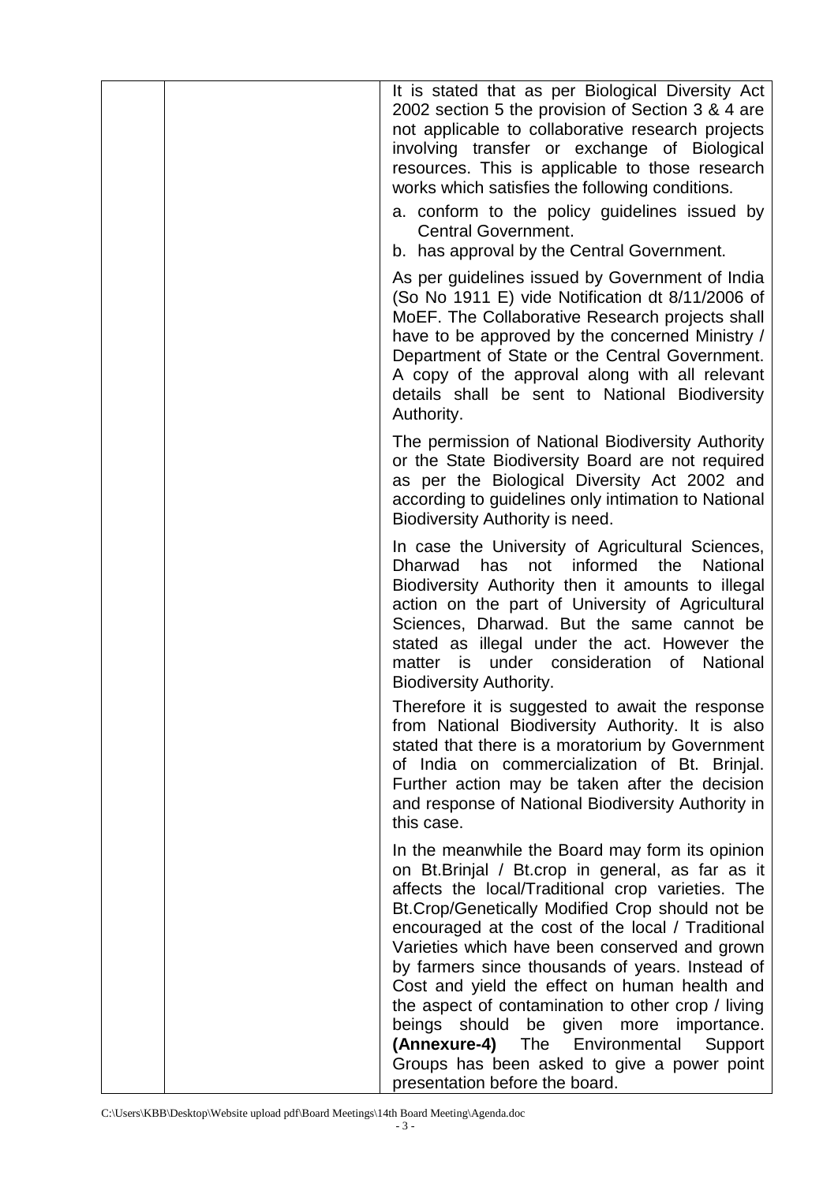| | | |
|---|---|---|
| | | It is stated that as per Biological Diversity Act 2002 section 5 the provision of Section 3 & 4 are not applicable to collaborative research projects involving transfer or exchange of Biological resources. This is applicable to those research works which satisfies the following conditions.<br><br>a. conform to the policy guidelines issued by Central Government.<br>b. has approval by the Central Government.<br><br>As per guidelines issued by Government of India (So No 1911 E) vide Notification dt 8/11/2006 of MoEF. The Collaborative Research projects shall have to be approved by the concerned Ministry / Department of State or the Central Government. A copy of the approval along with all relevant details shall be sent to National Biodiversity Authority.<br><br>The permission of National Biodiversity Authority or the State Biodiversity Board are not required as per the Biological Diversity Act 2002 and according to guidelines only intimation to National Biodiversity Authority is need.<br><br>In case the University of Agricultural Sciences, Dharwad has not informed the National Biodiversity Authority then it amounts to illegal action on the part of University of Agricultural Sciences, Dharwad. But the same cannot be stated as illegal under the act. However the matter is under consideration of National Biodiversity Authority.<br><br>Therefore it is suggested to await the response from National Biodiversity Authority. It is also stated that there is a moratorium by Government of India on commercialization of Bt. Brinjal. Further action may be taken after the decision and response of National Biodiversity Authority in this case.<br><br>In the meanwhile the Board may form its opinion on Bt.Brinjal / Bt.crop in general, as far as it affects the local/Traditional crop varieties. The Bt.Crop/Genetically Modified Crop should not be encouraged at the cost of the local / Traditional Varieties which have been conserved and grown by farmers since thousands of years. Instead of Cost and yield the effect on human health and the aspect of contamination to other crop / living beings should be given more importance. **(Annexure-4)** The Environmental Support Groups has been asked to give a power point presentation before the board. |

C:\Users\KBB\Desktop\Website upload pdf\Board Meetings\14th Board Meeting\Agenda.doc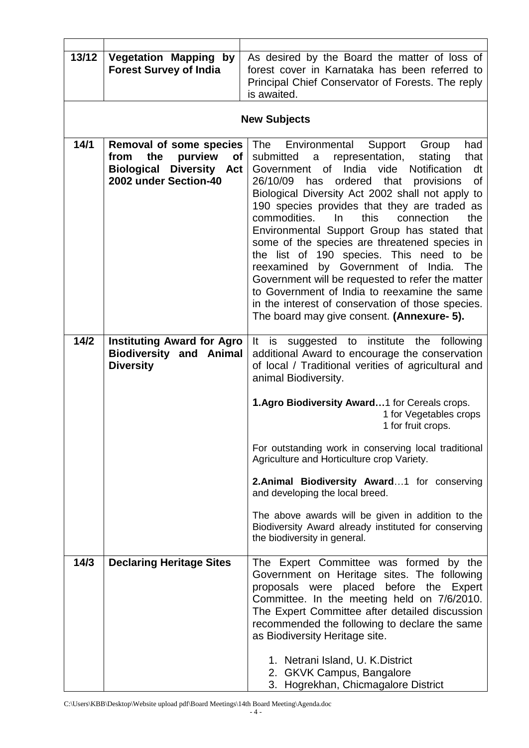| | | |
|---|---|---|
| **13/12** | **Vegetation Mapping by Forest Survey of India** | As desired by the Board the matter of loss of forest cover in Karnataka has been referred to Principal Chief Conservator of Forests. The reply is awaited. |
| | **New Subjects** | |
| **14/1** | **Removal of some species from the purview of Biological Diversity Act 2002 under Section-40** | The Environmental Support Group had submitted a representation, stating that Government of India vide Notification dt 26/10/09 has ordered that provisions of Biological Diversity Act 2002 shall not apply to 190 species provides that they are traded as commodities. In this connection the Environmental Support Group has stated that some of the species are threatened species in the list of 190 species. This need to be reexamined by Government of India. The Government will be requested to refer the matter to Government of India to reexamine the same in the interest of conservation of those species. The board may give consent. **(Annexure- 5).** |
| **14/2** | **Instituting Award for Agro Biodiversity and Animal Diversity** | It is suggested to institute the following additional Award to encourage the conservation of local / Traditional verities of agricultural and animal Biodiversity.<br><br>**1.Agro Biodiversity Award…**1 for Cereals crops.<br>1 for Vegetables crops<br>1 for fruit crops.<br><br>For outstanding work in conserving local traditional Agriculture and Horticulture crop Variety.<br><br>**2.Animal Biodiversity Award**…1 for conserving and developing the local breed.<br><br>The above awards will be given in addition to the Biodiversity Award already instituted for conserving the biodiversity in general. |
| **14/3** | **Declaring Heritage Sites** | The Expert Committee was formed by the Government on Heritage sites. The following proposals were placed before the Expert Committee. In the meeting held on 7/6/2010. The Expert Committee after detailed discussion recommended the following to declare the same as Biodiversity Heritage site.<br><br>1. Netrani Island, U. K.District<br>2. GKVK Campus, Bangalore<br>3. Hogrekhan, Chicmagalore District |

C:\Users\KBB\Desktop\Website upload pdf\Board Meetings\14th Board Meeting\Agenda.doc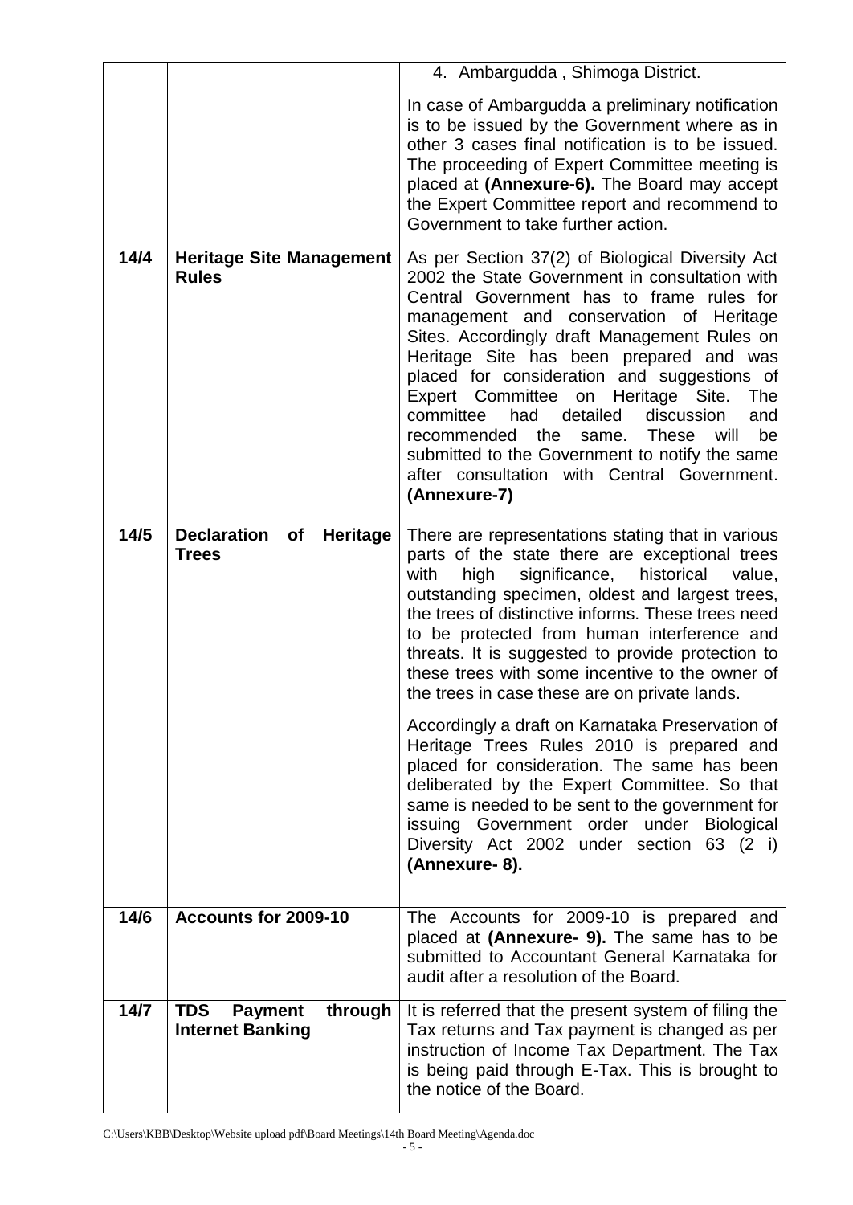|  |  |  |
|---|---|---|
|  |  | 4. Ambargudda , Shimoga District.<br><br>In case of Ambargudda a preliminary notification is to be issued by the Government where as in other 3 cases final notification is to be issued. The proceeding of Expert Committee meeting is placed at **(Annexure-6).** The Board may accept the Expert Committee report and recommend to Government to take further action. |
| **14/4** | **Heritage Site Management Rules** | As per Section 37(2) of Biological Diversity Act 2002 the State Government in consultation with Central Government has to frame rules for management and conservation of Heritage Sites. Accordingly draft Management Rules on Heritage Site has been prepared and was placed for consideration and suggestions of Expert Committee on Heritage Site. The committee had detailed discussion and recommended the same. These will be submitted to the Government to notify the same after consultation with Central Government. **(Annexure-7)** |
| **14/5** | **Declaration of Heritage Trees** | There are representations stating that in various parts of the state there are exceptional trees with high significance, historical value, outstanding specimen, oldest and largest trees, the trees of distinctive informs. These trees need to be protected from human interference and threats. It is suggested to provide protection to these trees with some incentive to the owner of the trees in case these are on private lands.<br><br>Accordingly a draft on Karnataka Preservation of Heritage Trees Rules 2010 is prepared and placed for consideration. The same has been deliberated by the Expert Committee. So that same is needed to be sent to the government for issuing Government order under Biological Diversity Act 2002 under section 63 (2 i) **(Annexure- 8).** |
| **14/6** | **Accounts for 2009-10** | The Accounts for 2009-10 is prepared and placed at **(Annexure- 9).** The same has to be submitted to Accountant General Karnataka for audit after a resolution of the Board. |
| **14/7** | **TDS Payment through Internet Banking** | It is referred that the present system of filing the Tax returns and Tax payment is changed as per instruction of Income Tax Department. The Tax is being paid through E-Tax. This is brought to the notice of the Board. |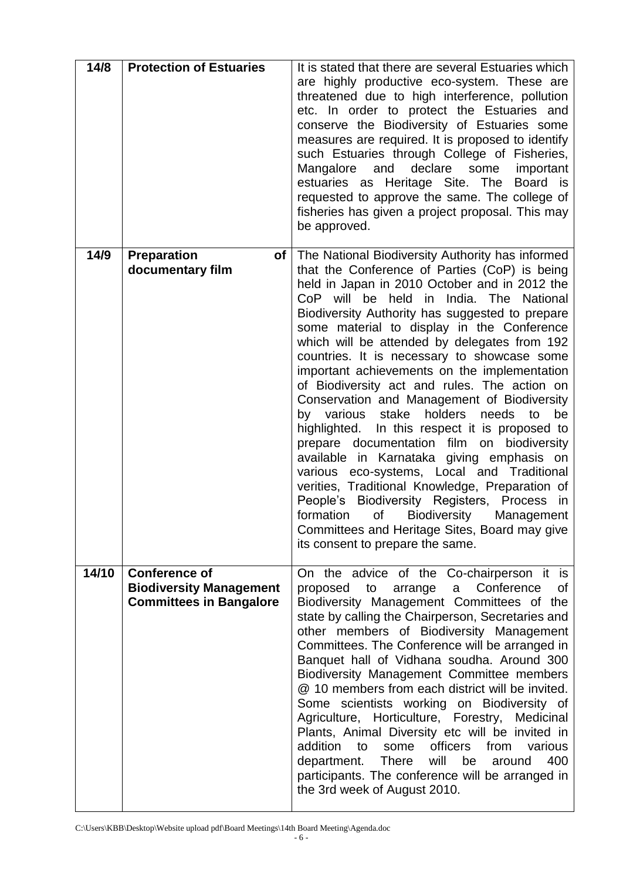| | | |
|---|---|---|
| **14/8** | **Protection of Estuaries** | It is stated that there are several Estuaries which are highly productive eco-system. These are threatened due to high interference, pollution etc. In order to protect the Estuaries and conserve the Biodiversity of Estuaries some measures are required. It is proposed to identify such Estuaries through College of Fisheries, Mangalore and declare some important estuaries as Heritage Site. The Board is requested to approve the same. The college of fisheries has given a project proposal. This may be approved. |
| **14/9** | **Preparation of documentary film** | The National Biodiversity Authority has informed that the Conference of Parties (CoP) is being held in Japan in 2010 October and in 2012 the CoP will be held in India. The National Biodiversity Authority has suggested to prepare some material to display in the Conference which will be attended by delegates from 192 countries. It is necessary to showcase some important achievements on the implementation of Biodiversity act and rules. The action on Conservation and Management of Biodiversity by various stake holders needs to be highlighted. In this respect it is proposed to prepare documentation film on biodiversity available in Karnataka giving emphasis on various eco-systems, Local and Traditional verities, Traditional Knowledge, Preparation of People's Biodiversity Registers, Process in formation of Biodiversity Management Committees and Heritage Sites, Board may give its consent to prepare the same. |
| **14/10** | **Conference of Biodiversity Management Committees in Bangalore** | On the advice of the Co-chairperson it is proposed to arrange a Conference of Biodiversity Management Committees of the state by calling the Chairperson, Secretaries and other members of Biodiversity Management Committees. The Conference will be arranged in Banquet hall of Vidhana soudha. Around 300 Biodiversity Management Committee members @ 10 members from each district will be invited. Some scientists working on Biodiversity of Agriculture, Horticulture, Forestry, Medicinal Plants, Animal Diversity etc will be invited in addition to some officers from various department. There will be around 400 participants. The conference will be arranged in the 3rd week of August 2010. |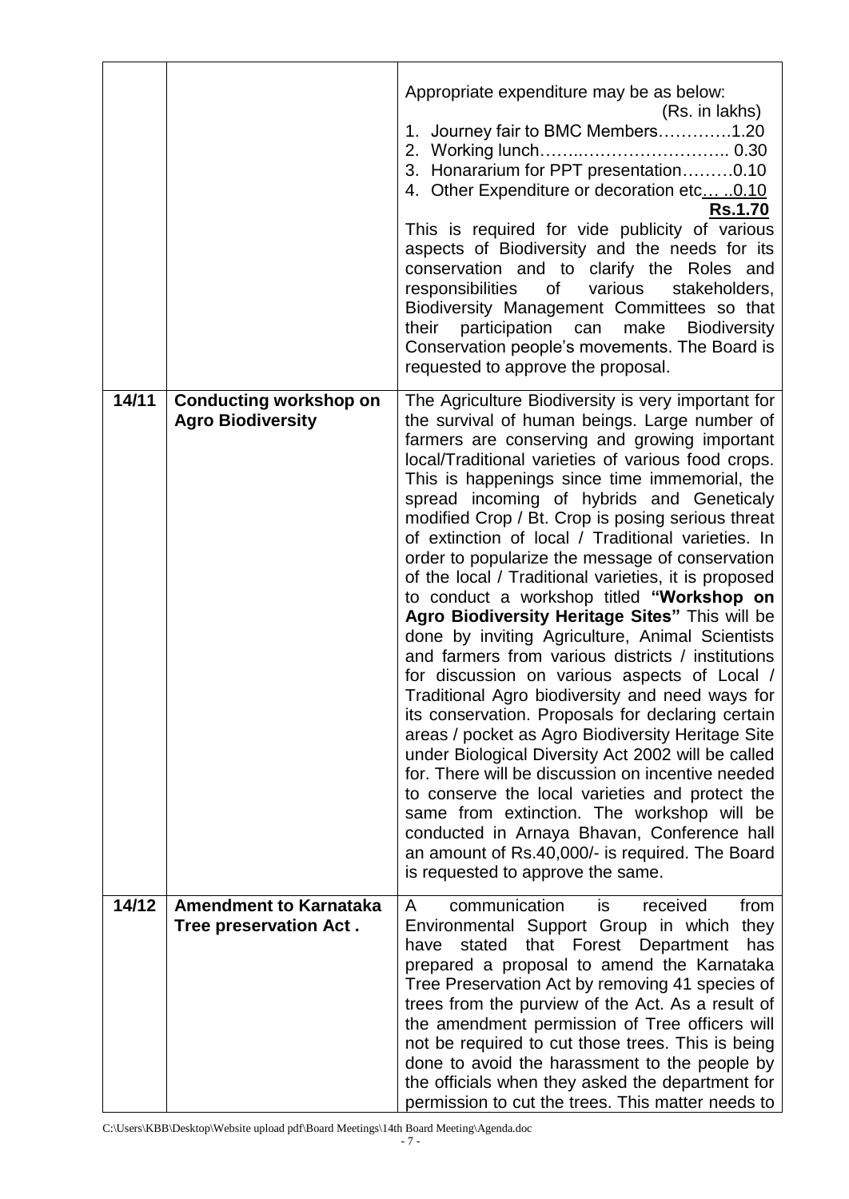| | | |
|---|---|---|
| | | Appropriate expenditure may be as below: (Rs. in lakhs)<br>1. Journey fair to BMC Members…………1.20<br>2. Working lunch………………………….. 0.30<br>3. Honorarium for PPT presentation………0.10<br>4. Other Expenditure or decoration etc… ..0.10<br>**Rs.1.70**<br>This is required for vide publicity of various aspects of Biodiversity and the needs for its conservation and to clarify the Roles and responsibilities of various stakeholders, Biodiversity Management Committees so that their participation can make Biodiversity Conservation people's movements. The Board is requested to approve the proposal. |
| **14/11** | **Conducting workshop on Agro Biodiversity** | The Agriculture Biodiversity is very important for the survival of human beings. Large number of farmers are conserving and growing important local/Traditional varieties of various food crops. This is happenings since time immemorial, the spread incoming of hybrids and Geneticaly modified Crop / Bt. Crop is posing serious threat of extinction of local / Traditional varieties. In order to popularize the message of conservation of the local / Traditional varieties, it is proposed to conduct a workshop titled **"Workshop on Agro Biodiversity Heritage Sites"** This will be done by inviting Agriculture, Animal Scientists and farmers from various districts / institutions for discussion on various aspects of Local / Traditional Agro biodiversity and need ways for its conservation. Proposals for declaring certain areas / pocket as Agro Biodiversity Heritage Site under Biological Diversity Act 2002 will be called for. There will be discussion on incentive needed to conserve the local varieties and protect the same from extinction. The workshop will be conducted in Arnaya Bhavan, Conference hall an amount of Rs.40,000/- is required. The Board is requested to approve the same. |
| **14/12** | **Amendment to Karnataka Tree preservation Act .** | A communication is received from Environmental Support Group in which they have stated that Forest Department has prepared a proposal to amend the Karnataka Tree Preservation Act by removing 41 species of trees from the purview of the Act. As a result of the amendment permission of Tree officers will not be required to cut those trees. This is being done to avoid the harassment to the people by the officials when they asked the department for permission to cut the trees. This matter needs to |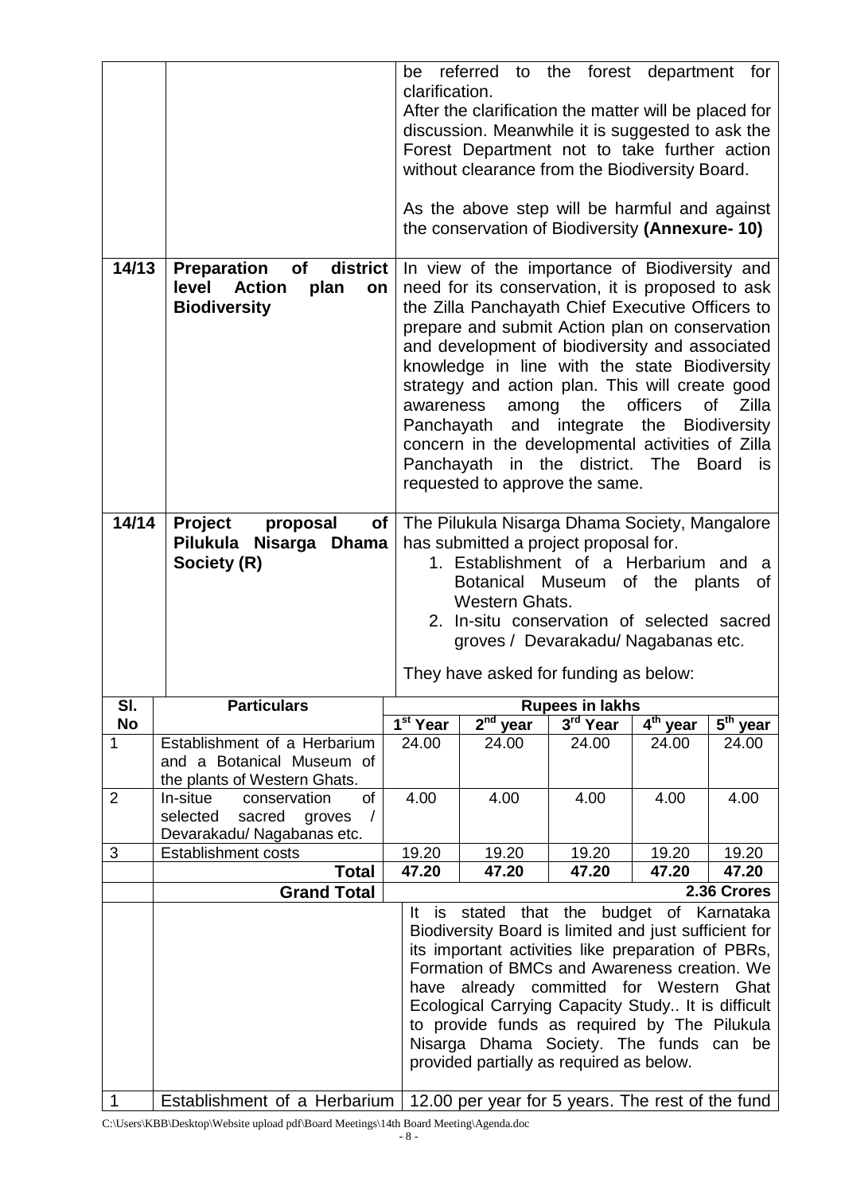| | | |
|---|---|---|
| | | be referred to the forest department for clarification.<br>After the clarification the matter will be placed for discussion. Meanwhile it is suggested to ask the Forest Department not to take further action without clearance from the Biodiversity Board.<br><br>As the above step will be harmful and against the conservation of Biodiversity **(Annexure- 10)** |
| **14/13** | **Preparation of district level Action plan on Biodiversity** | In view of the importance of Biodiversity and need for its conservation, it is proposed to ask the Zilla Panchayath Chief Executive Officers to prepare and submit Action plan on conservation and development of biodiversity and associated knowledge in line with the state Biodiversity strategy and action plan. This will create good awareness among the officers of Zilla Panchayath and integrate the Biodiversity concern in the developmental activities of Zilla Panchayath in the district. The Board is requested to approve the same. |
| **14/14** | **Project proposal of Pilukula Nisarga Dhama Society (R)** | The Pilukula Nisarga Dhama Society, Mangalore has submitted a project proposal for.<br>1. Establishment of a Herbarium and a Botanical Museum of the plants of Western Ghats.<br>2. In-situ conservation of selected sacred groves / Devarakadu/ Nagabanas etc.<br><br>They have asked for funding as below: |

| Sl. No | Particulars | Rupees in lakhs | | | | |
|---|---|---|---|---|---|---|
| | | 1st Year | 2nd year | 3rd Year | 4th year | 5th year |
| 1 | Establishment of a Herbarium and a Botanical Museum of the plants of Western Ghats. | 24.00 | 24.00 | 24.00 | 24.00 | 24.00 |
| 2 | In-situe conservation of selected sacred groves / Devarakadu/ Nagabanas etc. | 4.00 | 4.00 | 4.00 | 4.00 | 4.00 |
| 3 | Establishment costs | 19.20 | 19.20 | 19.20 | 19.20 | 19.20 |
| | **Total** | **47.20** | **47.20** | **47.20** | **47.20** | **47.20** |
| | **Grand Total** | | | | | **2.36 Crores** |

| | | |
|---|---|---|
| | | It is stated that the budget of Karnataka Biodiversity Board is limited and just sufficient for its important activities like preparation of PBRs, Formation of BMCs and Awareness creation. We have already committed for Western Ghat Ecological Carrying Capacity Study.. It is difficult to provide funds as required by The Pilukula Nisarga Dhama Society. The funds can be provided partially as required as below. |
| 1 | Establishment of a Herbarium | 12.00 per year for 5 years. The rest of the fund |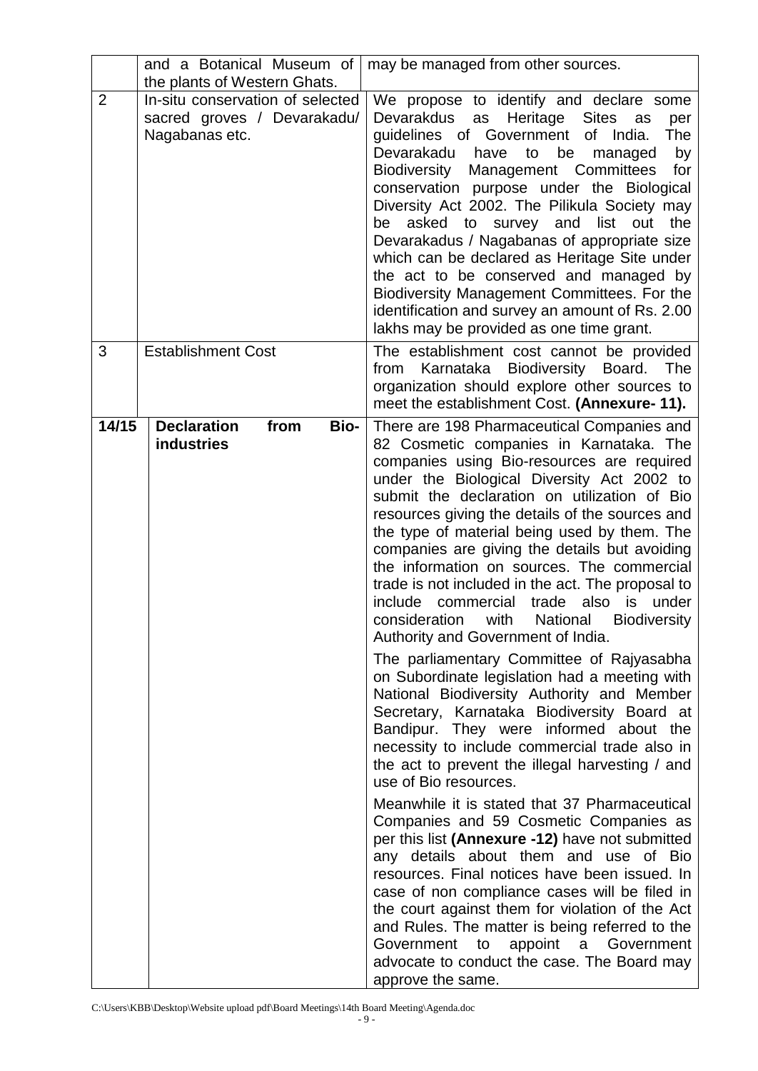| | | |
|---|---|---|
| | and a Botanical Museum of the plants of Western Ghats. | may be managed from other sources. |
| 2 | In-situ conservation of selected sacred groves / Devarakadu/ Nagabanas etc. | We propose to identify and declare some Devarakdus as Heritage Sites as per guidelines of Government of India. The Devarakadu have to be managed by Biodiversity Management Committees for conservation purpose under the Biological Diversity Act 2002. The Pilikula Society may be asked to survey and list out the Devarakadus / Nagabanas of appropriate size which can be declared as Heritage Site under the act to be conserved and managed by Biodiversity Management Committees. For the identification and survey an amount of Rs. 2.00 lakhs may be provided as one time grant. |
| 3 | Establishment Cost | The establishment cost cannot be provided from Karnataka Biodiversity Board. The organization should explore other sources to meet the establishment Cost. **(Annexure- 11).** |
| **14/15** | **Declaration from Bio-industries** | There are 198 Pharmaceutical Companies and 82 Cosmetic companies in Karnataka. The companies using Bio-resources are required under the Biological Diversity Act 2002 to submit the declaration on utilization of Bio resources giving the details of the sources and the type of material being used by them. The companies are giving the details but avoiding the information on sources. The commercial trade is not included in the act. The proposal to include commercial trade also is under consideration with National Biodiversity Authority and Government of India.<br><br>The parliamentary Committee of Rajyasabha on Subordinate legislation had a meeting with National Biodiversity Authority and Member Secretary, Karnataka Biodiversity Board at Bandipur. They were informed about the necessity to include commercial trade also in the act to prevent the illegal harvesting / and use of Bio resources.<br><br>Meanwhile it is stated that 37 Pharmaceutical Companies and 59 Cosmetic Companies as per this list **(Annexure -12)** have not submitted any details about them and use of Bio resources. Final notices have been issued. In case of non compliance cases will be filed in the court against them for violation of the Act and Rules. The matter is being referred to the Government to appoint a Government advocate to conduct the case. The Board may approve the same. |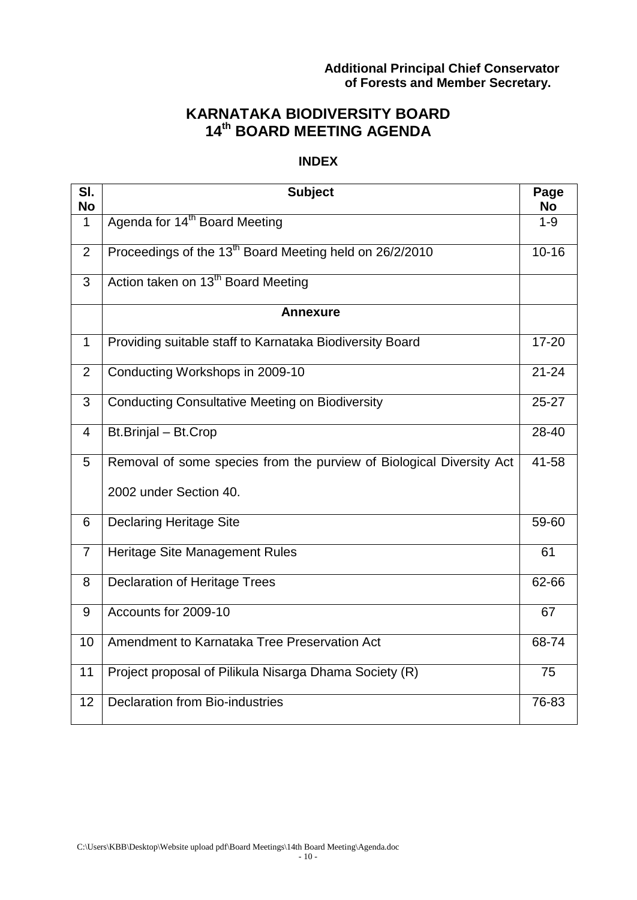**Additional Principal Chief Conservator of Forests and Member Secretary.**

# KARNATAKA BIODIVERSITY BOARD 14th BOARD MEETING AGENDA

## INDEX

| Sl. No | Subject | Page No |
|---|---|---|
| 1 | Agenda for 14th Board Meeting | 1-9 |
| 2 | Proceedings of the 13th Board Meeting held on 26/2/2010 | 10-16 |
| 3 | Action taken on 13th Board Meeting | |
| | **Annexure** | |
| 1 | Providing suitable staff to Karnataka Biodiversity Board | 17-20 |
| 2 | Conducting Workshops in 2009-10 | 21-24 |
| 3 | Conducting Consultative Meeting on Biodiversity | 25-27 |
| 4 | Bt.Brinjal – Bt.Crop | 28-40 |
| 5 | Removal of some species from the purview of Biological Diversity Act 2002 under Section 40. | 41-58 |
| 6 | Declaring Heritage Site | 59-60 |
| 7 | Heritage Site Management Rules | 61 |
| 8 | Declaration of Heritage Trees | 62-66 |
| 9 | Accounts for 2009-10 | 67 |
| 10 | Amendment to Karnataka Tree Preservation Act | 68-74 |
| 11 | Project proposal of Pilikula Nisarga Dhama Society (R) | 75 |
| 12 | Declaration from Bio-industries | 76-83 |

C:\Users\KBB\Desktop\Website upload pdf\Board Meetings\14th Board Meeting\Agenda.doc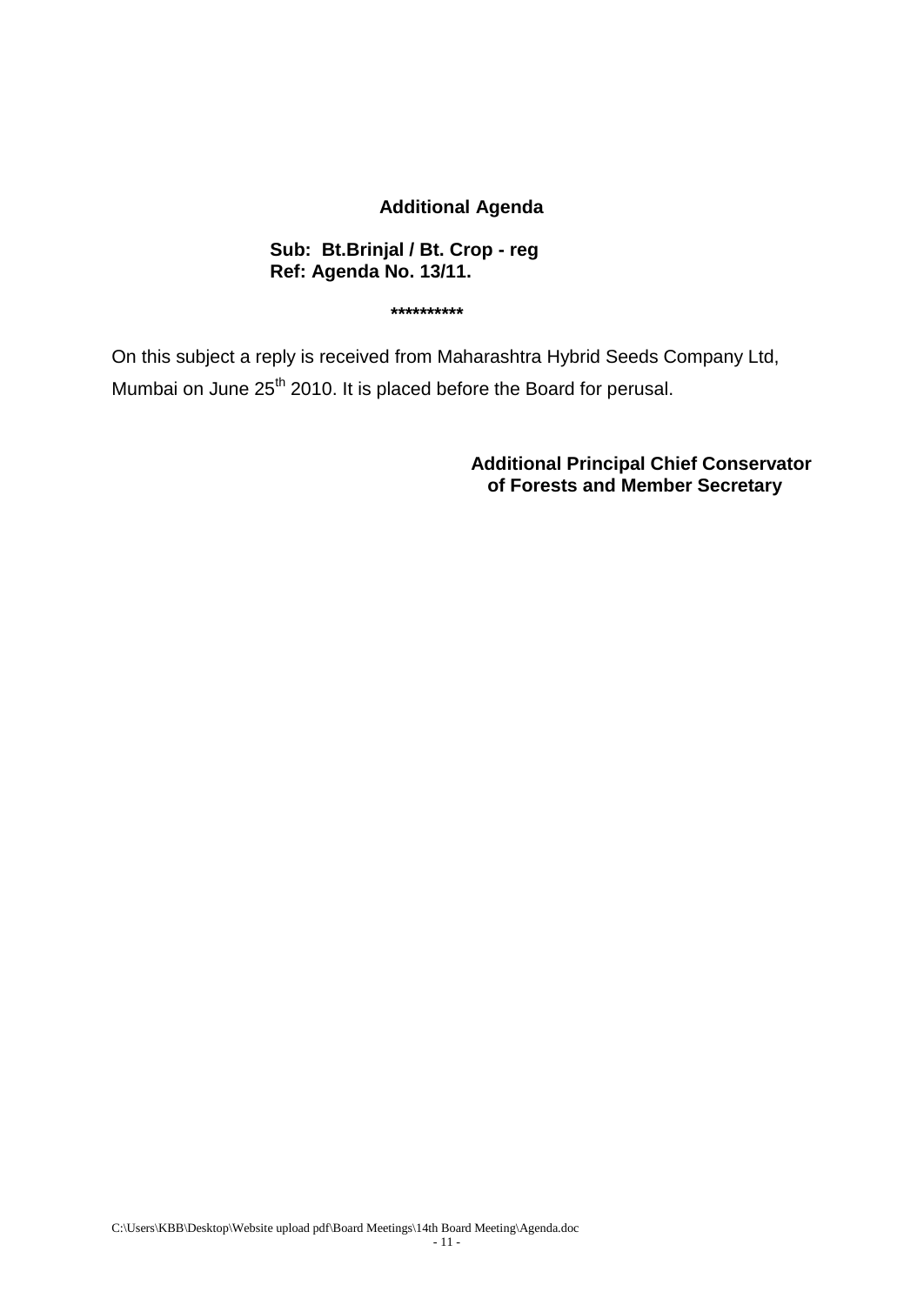## Additional Agenda

**Sub: Bt.Brinjal / Bt. Crop - reg**
**Ref: Agenda No. 13/11.**

**\*\*\*\*\*\*\*\*\*\***

On this subject a reply is received from Maharashtra Hybrid Seeds Company Ltd, Mumbai on June 25th 2010. It is placed before the Board for perusal.

**Additional Principal Chief Conservator of Forests and Member Secretary**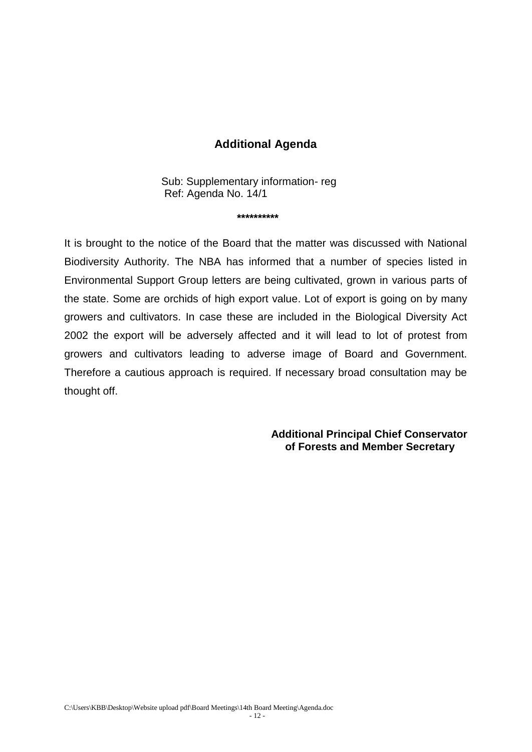## Additional Agenda

Sub: Supplementary information- reg
Ref: Agenda No. 14/1

**********

It is brought to the notice of the Board that the matter was discussed with National Biodiversity Authority. The NBA has informed that a number of species listed in Environmental Support Group letters are being cultivated, grown in various parts of the state. Some are orchids of high export value. Lot of export is going on by many growers and cultivators. In case these are included in the Biological Diversity Act 2002 the export will be adversely affected and it will lead to lot of protest from growers and cultivators leading to adverse image of Board and Government. Therefore a cautious approach is required. If necessary broad consultation may be thought off.

**Additional Principal Chief Conservator of Forests and Member Secretary**